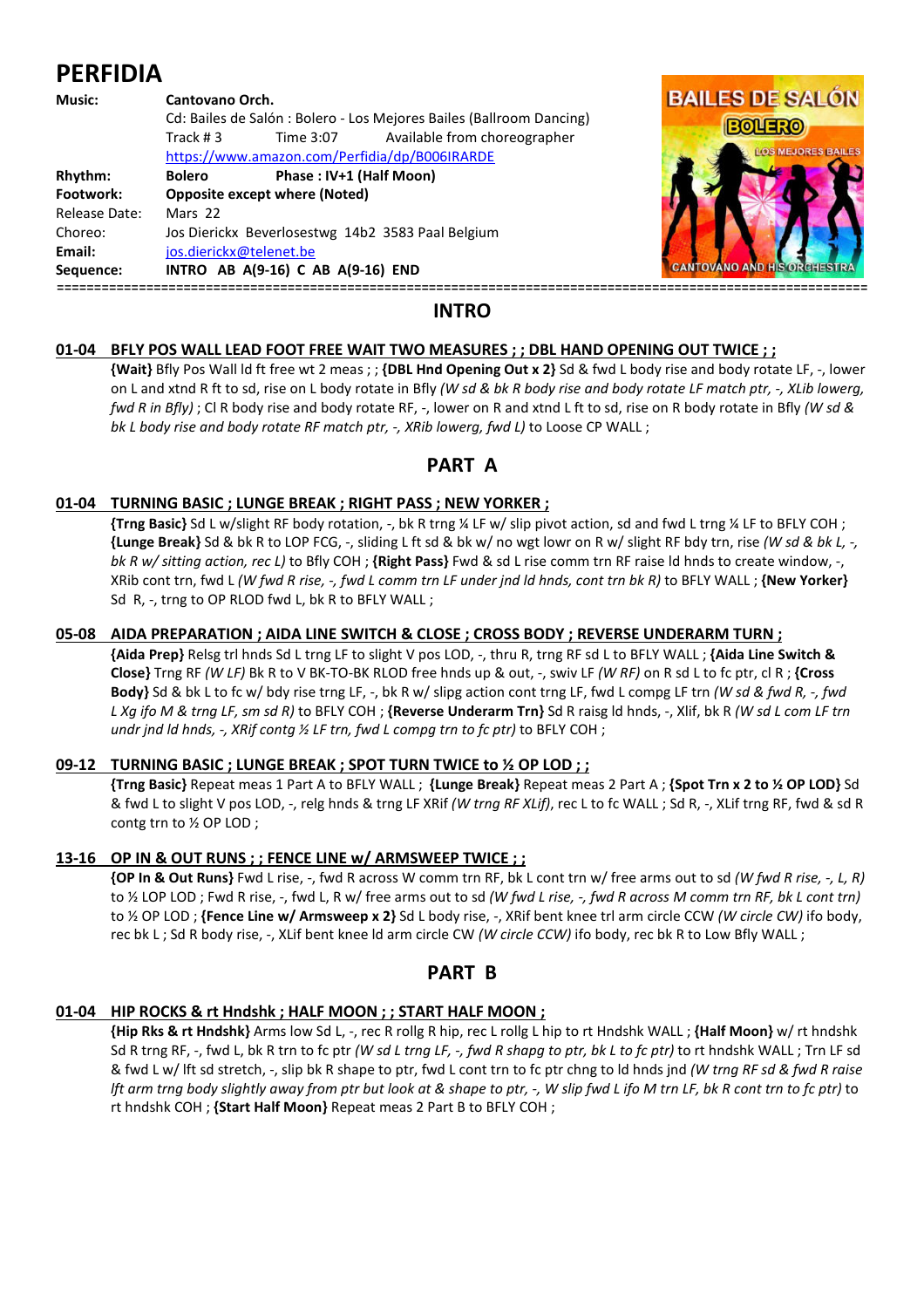# PERFIDIA

| | |
|---|---|
| **Music:** | **Cantovano Orch.** |
| | Cd: Bailes de Salón : Bolero - Los Mejores Bailes (Ballroom Dancing) |
| | Track # 3 Time 3:07 Available from choreographer |
| | https://www.amazon.com/Perfidia/dp/B006IRARDE |
| **Rhythm:** | **Bolero** **Phase : IV+1 (Half Moon)** |
| **Footwork:** | **Opposite except where (Noted)** |
| Release Date: | Mars 22 |
| Choreo: | Jos Dierickx Beverlosestwg 14b2 3583 Paal Belgium |
| **Email:** | jos.dierickx@telenet.be |
| **Sequence:** | **INTRO AB A(9-16) C AB A(9-16) END** |

## INTRO

**01-04 BFLY POS WALL LEAD FOOT FREE WAIT TWO MEASURES ; ; DBL HAND OPENING OUT TWICE ; ;**

**{Wait}** Bfly Pos Wall ld ft free wt 2 meas ; ; **{DBL Hnd Opening Out x 2}** Sd & fwd L body rise and body rotate LF, -, lower on L and xtnd R ft to sd, rise on L body rotate in Bfly *(W sd & bk R body rise and body rotate LF match ptr, -, XLib lowerg, fwd R in Bfly)* ; Cl R body rise and body rotate RF, -, lower on R and xtnd L ft to sd, rise on R body rotate in Bfly *(W sd & bk L body rise and body rotate RF match ptr, -, XRib lowerg, fwd L)* to Loose CP WALL ;

## PART A

**01-04 TURNING BASIC ; LUNGE BREAK ; RIGHT PASS ; NEW YORKER ;**

**{Trng Basic}** Sd L w/slight RF body rotation, -, bk R trng ¼ LF w/ slip pivot action, sd and fwd L trng ¼ LF to BFLY COH ; **{Lunge Break}** Sd & bk R to LOP FCG, -, sliding L ft sd & bk w/ no wgt lowr on R w/ slight RF bdy trn, rise *(W sd & bk L, -, bk R w/ sitting action, rec L)* to Bfly COH ; **{Right Pass}** Fwd & sd L rise comm trn RF raise ld hnds to create window, -, XRib cont trn, fwd L *(W fwd R rise, -, fwd L comm trn LF under jnd ld hnds, cont trn bk R)* to BFLY WALL ; **{New Yorker}** Sd R, -, trng to OP RLOD fwd L, bk R to BFLY WALL ;

**05-08 AIDA PREPARATION ; AIDA LINE SWITCH & CLOSE ; CROSS BODY ; REVERSE UNDERARM TURN ;**

**{Aida Prep}** Relsg trl hnds Sd L trng LF to slight V pos LOD, -, thru R, trng RF sd L to BFLY WALL ; **{Aida Line Switch & Close}** Trng RF *(W LF)* Bk R to V BK-TO-BK RLOD free hnds up & out, -, swiv LF *(W RF)* on R sd L to fc ptr, cl R ; **{Cross Body}** Sd & bk L to fc w/ bdy rise trng LF, -, bk R w/ slipg action cont trng LF, fwd L compg LF trn *(W sd & fwd R, -, fwd L Xg ifo M & trng LF, sm sd R)* to BFLY COH ; **{Reverse Underarm Trn}** Sd R raisg ld hnds, -, Xlif, bk R *(W sd L com LF trn undr jnd ld hnds, -, XRif contg ½ LF trn, fwd L compg trn to fc ptr)* to BFLY COH ;

**09-12 TURNING BASIC ; LUNGE BREAK ; SPOT TURN TWICE to ½ OP LOD ; ;**

**{Trng Basic}** Repeat meas 1 Part A to BFLY WALL ; **{Lunge Break}** Repeat meas 2 Part A ; **{Spot Trn x 2 to ½ OP LOD}** Sd & fwd L to slight V pos LOD, -, relg hnds & trng LF XRif *(W trng RF XLif)*, rec L to fc WALL ; Sd R, -, XLif trng RF, fwd & sd R contg trn to ½ OP LOD ;

**13-16 OP IN & OUT RUNS ; ; FENCE LINE w/ ARMSWEEP TWICE ; ;**

**{OP In & Out Runs}** Fwd L rise, -, fwd R across W comm trn RF, bk L cont trn w/ free arms out to sd *(W fwd R rise, -, L, R)* to ½ LOP LOD ; Fwd R rise, -, fwd L, R w/ free arms out to sd *(W fwd L rise, -, fwd R across M comm trn RF, bk L cont trn)* to ½ OP LOD ; **{Fence Line w/ Armsweep x 2}** Sd L body rise, -, XRif bent knee trl arm circle CCW *(W circle CW)* ifo body, rec bk L ; Sd R body rise, -, XLif bent knee ld arm circle CW *(W circle CCW)* ifo body, rec bk R to Low Bfly WALL ;

## PART B

**01-04 HIP ROCKS & rt Hndshk ; HALF MOON ; ; START HALF MOON ;**

**{Hip Rks & rt Hndshk}** Arms low Sd L, -, rec R rollg R hip, rec L rollg L hip to rt Hndshk WALL ; **{Half Moon}** w/ rt hndshk Sd R trng RF, -, fwd L, bk R trn to fc ptr *(W sd L trng LF, -, fwd R shapg to ptr, bk L to fc ptr)* to rt hndshk WALL ; Trn LF sd & fwd L w/ lft sd stretch, -, slip bk R shape to ptr, fwd L cont trn to fc ptr chng to ld hnds jnd *(W trng RF sd & fwd R raise lft arm trng body slightly away from ptr but look at & shape to ptr, -, W slip fwd L ifo M trn LF, bk R cont trn to fc ptr)* to rt hndshk COH ; **{Start Half Moon}** Repeat meas 2 Part B to BFLY COH ;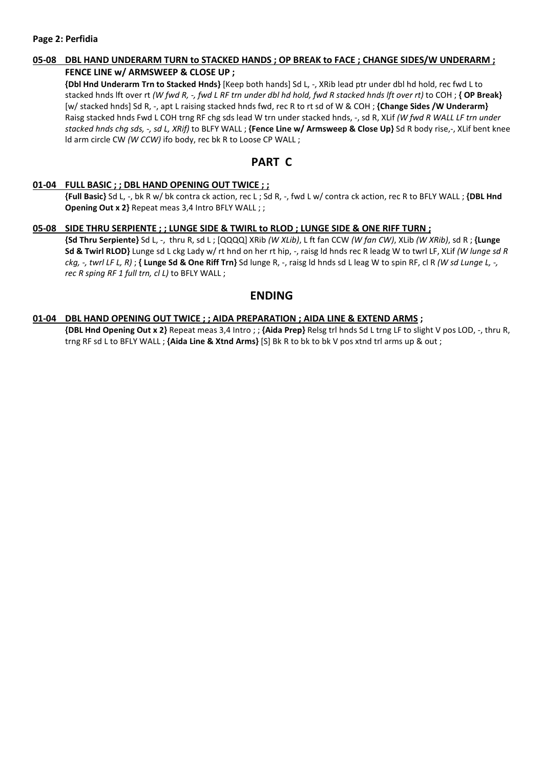**Page 2: Perfidia**

**05-08 DBL HAND UNDERARM TURN to STACKED HANDS ; OP BREAK to FACE ; CHANGE SIDES/W UNDERARM ; FENCE LINE w/ ARMSWEEP & CLOSE UP ;**

**{Dbl Hnd Underarm Trn to Stacked Hnds}** [Keep both hands] Sd L, -, XRib lead ptr under dbl hd hold, rec fwd L to stacked hnds lft over rt *(W fwd R, -, fwd L RF trn under dbl hd hold, fwd R stacked hnds lft over rt)* to COH ; **{ OP Break}** [w/ stacked hnds] Sd R, -, apt L raising stacked hnds fwd, rec R to rt sd of W & COH ; **{Change Sides /W Underarm}** Raisg stacked hnds Fwd L COH trng RF chg sds lead W trn under stacked hnds, -, sd R, XLif *(W fwd R WALL LF trn under stacked hnds chg sds, -, sd L, XRif)* to BLFY WALL ; **{Fence Line w/ Armsweep & Close Up}** Sd R body rise,-, XLif bent knee ld arm circle CW *(W CCW)* ifo body, rec bk R to Loose CP WALL ;

## PART C

**01-04 FULL BASIC ; ; DBL HAND OPENING OUT TWICE ; ;**

**{Full Basic}** Sd L, -, bk R w/ bk contra ck action, rec L ; Sd R, -, fwd L w/ contra ck action, rec R to BFLY WALL ; **{DBL Hnd Opening Out x 2}** Repeat meas 3,4 Intro BFLY WALL ; ;

**05-08 SIDE THRU SERPIENTE ; ; LUNGE SIDE & TWIRL to RLOD ; LUNGE SIDE & ONE RIFF TURN ;**

**{Sd Thru Serpiente}** Sd L, -, thru R, sd L ; [QQQQ] XRib *(W XLib)*, L ft fan CCW *(W fan CW)*, XLib *(W XRib)*, sd R ; **{Lunge Sd & Twirl RLOD}** Lunge sd L ckg Lady w/ rt hnd on her rt hip, -, raisg ld hnds rec R leadg W to twrl LF, XLif *(W lunge sd R ckg, -, twrl LF L, R)* ; **{ Lunge Sd & One Riff Trn}** Sd lunge R, -, raisg ld hnds sd L leag W to spin RF, cl R *(W sd Lunge L, -, rec R sping RF 1 full trn, cl L)* to BFLY WALL ;

## ENDING

**01-04 DBL HAND OPENING OUT TWICE ; ; AIDA PREPARATION ; AIDA LINE & EXTEND ARMS ;**

**{DBL Hnd Opening Out x 2}** Repeat meas 3,4 Intro ; ; **{Aida Prep}** Relsg trl hnds Sd L trng LF to slight V pos LOD, -, thru R, trng RF sd L to BFLY WALL ; **{Aida Line & Xtnd Arms}** [S] Bk R to bk to bk V pos xtnd trl arms up & out ;